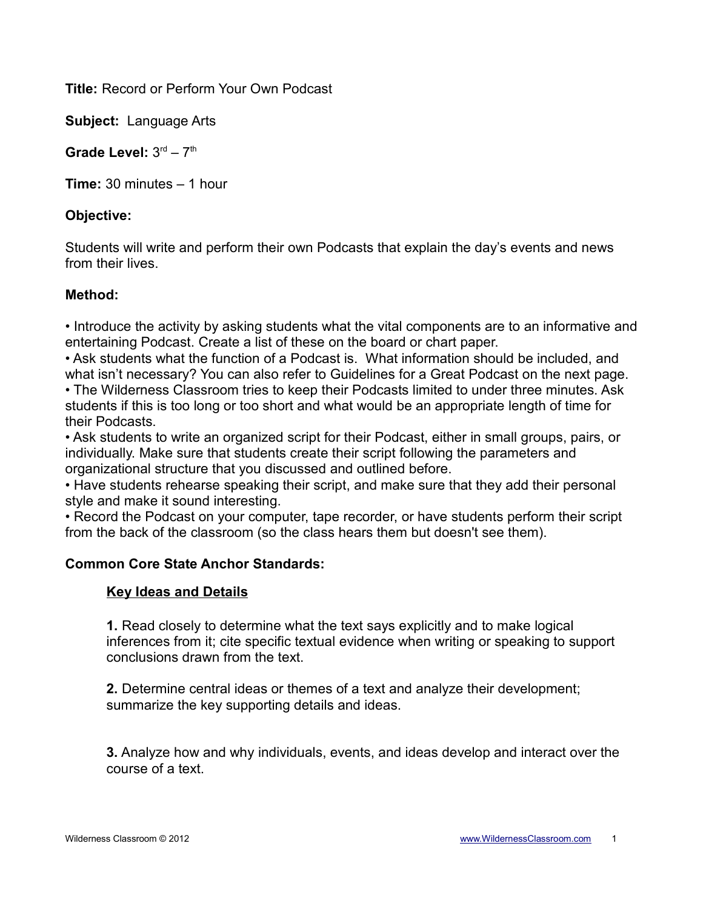**Title:** Record or Perform Your Own Podcast

**Subject:** Language Arts

**Grade Level:** 3rd – 7th

**Time:** 30 minutes – 1 hour

**Objective:**

Students will write and perform their own Podcasts that explain the day's events and news from their lives.

**Method:**

- Introduce the activity by asking students what the vital components are to an informative and entertaining Podcast. Create a list of these on the board or chart paper.
- Ask students what the function of a Podcast is. What information should be included, and what isn't necessary? You can also refer to Guidelines for a Great Podcast on the next page.
- The Wilderness Classroom tries to keep their Podcasts limited to under three minutes. Ask students if this is too long or too short and what would be an appropriate length of time for their Podcasts.
- Ask students to write an organized script for their Podcast, either in small groups, pairs, or individually. Make sure that students create their script following the parameters and organizational structure that you discussed and outlined before.
- Have students rehearse speaking their script, and make sure that they add their personal style and make it sound interesting.
- Record the Podcast on your computer, tape recorder, or have students perform their script from the back of the classroom (so the class hears them but doesn't see them).

**Common Core State Anchor Standards:**

**Key Ideas and Details**

**1.** Read closely to determine what the text says explicitly and to make logical inferences from it; cite specific textual evidence when writing or speaking to support conclusions drawn from the text.

**2.** Determine central ideas or themes of a text and analyze their development; summarize the key supporting details and ideas.

**3.** Analyze how and why individuals, events, and ideas develop and interact over the course of a text.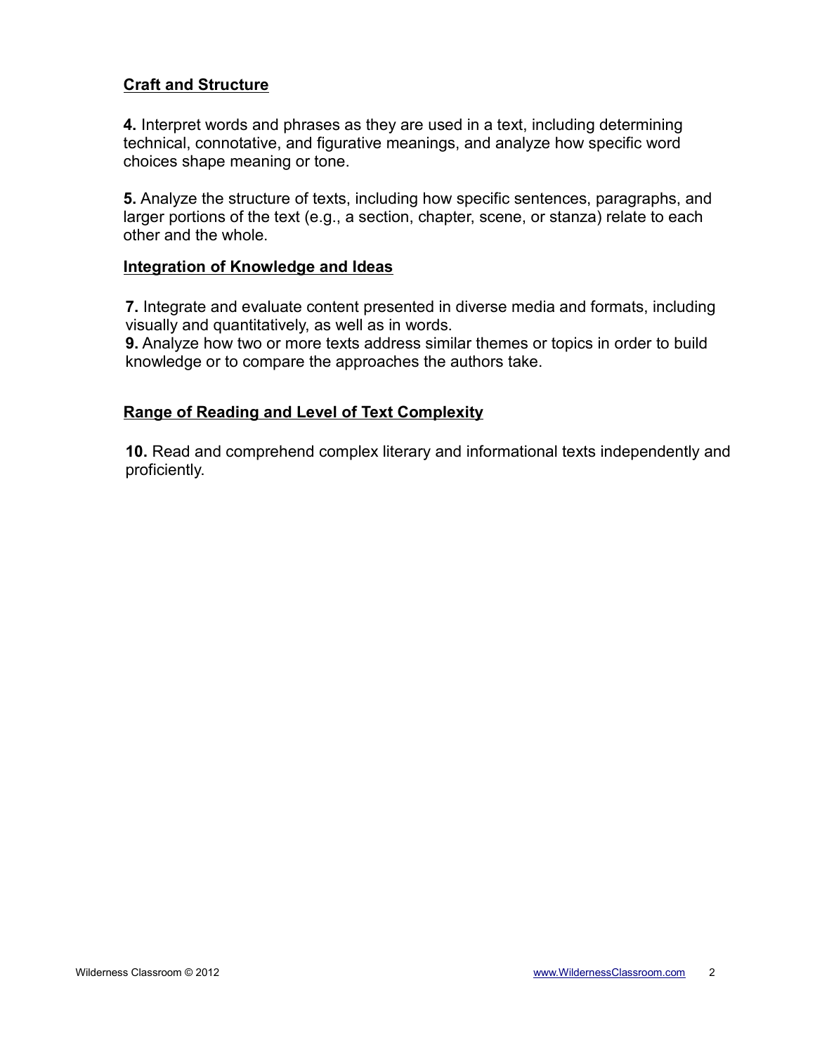## Craft and Structure

**4.** Interpret words and phrases as they are used in a text, including determining technical, connotative, and figurative meanings, and analyze how specific word choices shape meaning or tone.

**5.** Analyze the structure of texts, including how specific sentences, paragraphs, and larger portions of the text (e.g., a section, chapter, scene, or stanza) relate to each other and the whole.

## Integration of Knowledge and Ideas

**7.** Integrate and evaluate content presented in diverse media and formats, including visually and quantitatively, as well as in words.

**9.** Analyze how two or more texts address similar themes or topics in order to build knowledge or to compare the approaches the authors take.

## Range of Reading and Level of Text Complexity

**10.** Read and comprehend complex literary and informational texts independently and proficiently.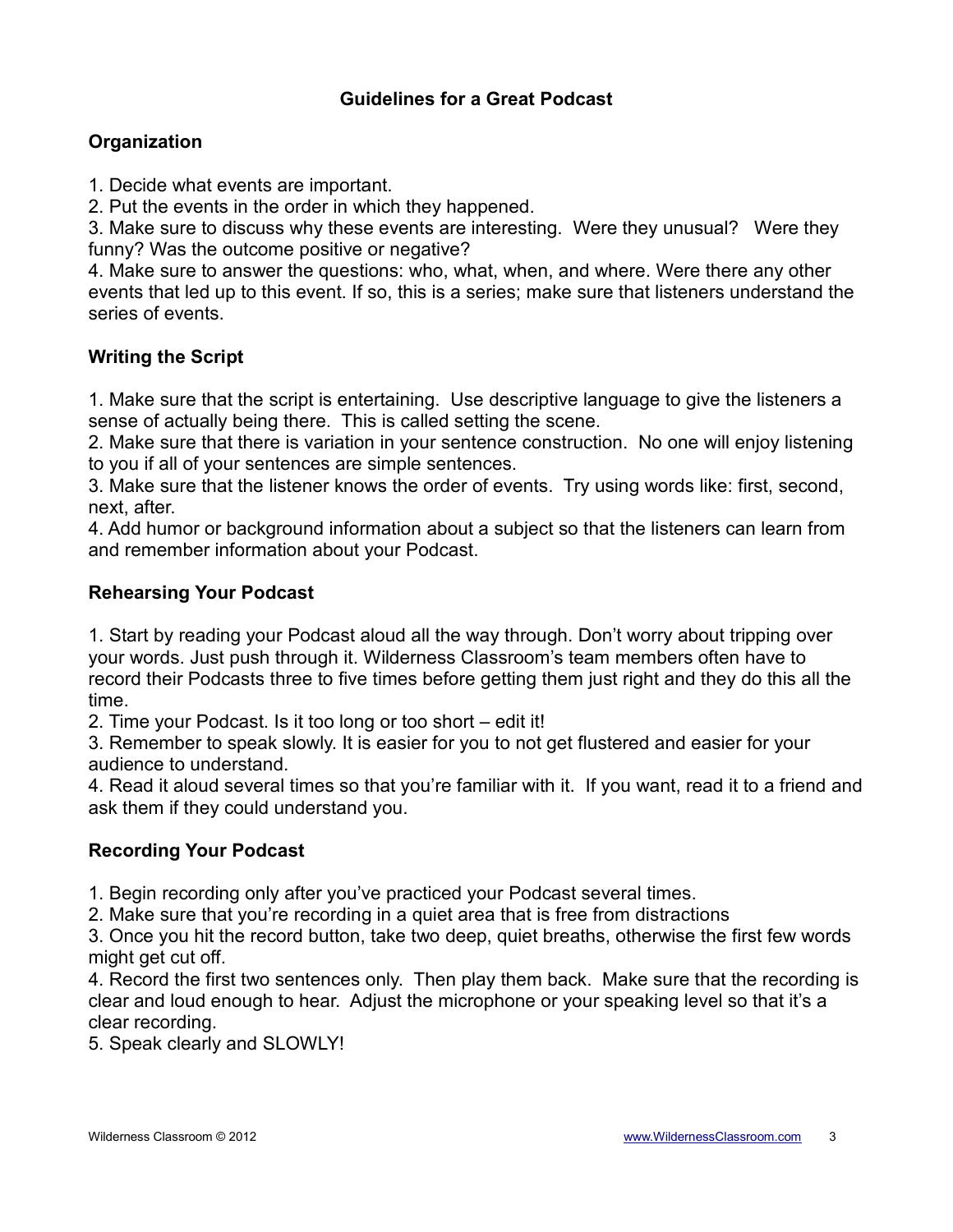# Guidelines for a Great Podcast

## Organization

1. Decide what events are important.
2. Put the events in the order in which they happened.
3. Make sure to discuss why these events are interesting. Were they unusual? Were they funny? Was the outcome positive or negative?
4. Make sure to answer the questions: who, what, when, and where. Were there any other events that led up to this event. If so, this is a series; make sure that listeners understand the series of events.

## Writing the Script

1. Make sure that the script is entertaining. Use descriptive language to give the listeners a sense of actually being there. This is called setting the scene.
2. Make sure that there is variation in your sentence construction. No one will enjoy listening to you if all of your sentences are simple sentences.
3. Make sure that the listener knows the order of events. Try using words like: first, second, next, after.
4. Add humor or background information about a subject so that the listeners can learn from and remember information about your Podcast.

## Rehearsing Your Podcast

1. Start by reading your Podcast aloud all the way through. Don't worry about tripping over your words. Just push through it. Wilderness Classroom's team members often have to record their Podcasts three to five times before getting them just right and they do this all the time.
2. Time your Podcast. Is it too long or too short – edit it!
3. Remember to speak slowly. It is easier for you to not get flustered and easier for your audience to understand.
4. Read it aloud several times so that you're familiar with it. If you want, read it to a friend and ask them if they could understand you.

## Recording Your Podcast

1. Begin recording only after you've practiced your Podcast several times.
2. Make sure that you're recording in a quiet area that is free from distractions
3. Once you hit the record button, take two deep, quiet breaths, otherwise the first few words might get cut off.
4. Record the first two sentences only. Then play them back. Make sure that the recording is clear and loud enough to hear. Adjust the microphone or your speaking level so that it's a clear recording.
5. Speak clearly and SLOWLY!

Wilderness Classroom © 2012 www.WildernessClassroom.com